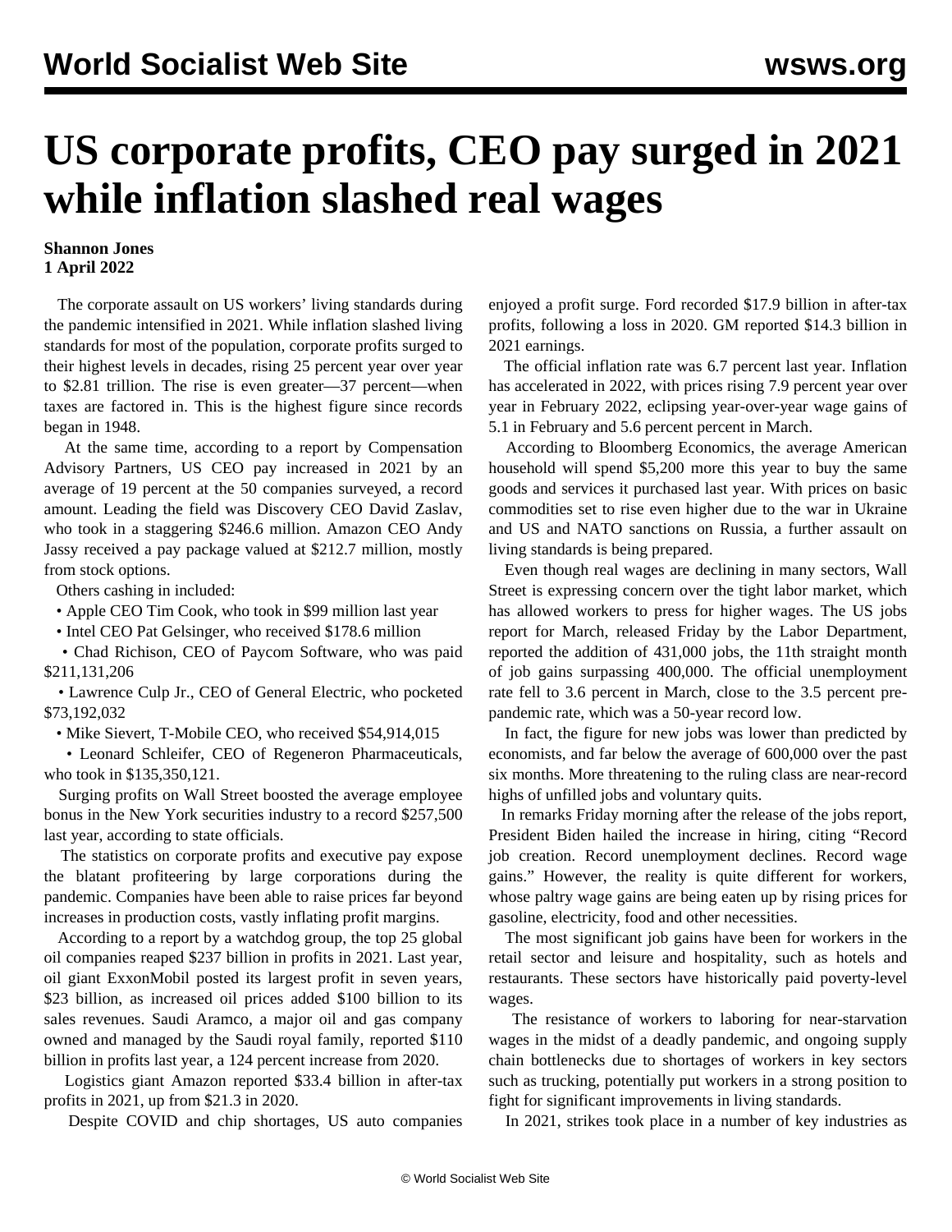# US corporate profits, CEO pay surged in 2021 while inflation slashed real wages

**Shannon Jones**
**1 April 2022**

The corporate assault on US workers' living standards during the pandemic intensified in 2021. While inflation slashed living standards for most of the population, corporate profits surged to their highest levels in decades, rising 25 percent year over year to $2.81 trillion. The rise is even greater—37 percent—when taxes are factored in. This is the highest figure since records began in 1948.

At the same time, according to a report by Compensation Advisory Partners, US CEO pay increased in 2021 by an average of 19 percent at the 50 companies surveyed, a record amount. Leading the field was Discovery CEO David Zaslav, who took in a staggering $246.6 million. Amazon CEO Andy Jassy received a pay package valued at $212.7 million, mostly from stock options.

Others cashing in included:

- Apple CEO Tim Cook, who took in $99 million last year
- Intel CEO Pat Gelsinger, who received $178.6 million
- Chad Richison, CEO of Paycom Software, who was paid $211,131,206
- Lawrence Culp Jr., CEO of General Electric, who pocketed $73,192,032
- Mike Sievert, T-Mobile CEO, who received $54,914,015
- Leonard Schleifer, CEO of Regeneron Pharmaceuticals, who took in $135,350,121.

Surging profits on Wall Street boosted the average employee bonus in the New York securities industry to a record $257,500 last year, according to state officials.

The statistics on corporate profits and executive pay expose the blatant profiteering by large corporations during the pandemic. Companies have been able to raise prices far beyond increases in production costs, vastly inflating profit margins.

According to a report by a watchdog group, the top 25 global oil companies reaped $237 billion in profits in 2021. Last year, oil giant ExxonMobil posted its largest profit in seven years, $23 billion, as increased oil prices added $100 billion to its sales revenues. Saudi Aramco, a major oil and gas company owned and managed by the Saudi royal family, reported $110 billion in profits last year, a 124 percent increase from 2020.

Logistics giant Amazon reported $33.4 billion in after-tax profits in 2021, up from $21.3 in 2020.

Despite COVID and chip shortages, US auto companies enjoyed a profit surge. Ford recorded $17.9 billion in after-tax profits, following a loss in 2020. GM reported $14.3 billion in 2021 earnings.

The official inflation rate was 6.7 percent last year. Inflation has accelerated in 2022, with prices rising 7.9 percent year over year in February 2022, eclipsing year-over-year wage gains of 5.1 in February and 5.6 percent percent in March.

According to Bloomberg Economics, the average American household will spend $5,200 more this year to buy the same goods and services it purchased last year. With prices on basic commodities set to rise even higher due to the war in Ukraine and US and NATO sanctions on Russia, a further assault on living standards is being prepared.

Even though real wages are declining in many sectors, Wall Street is expressing concern over the tight labor market, which has allowed workers to press for higher wages. The US jobs report for March, released Friday by the Labor Department, reported the addition of 431,000 jobs, the 11th straight month of job gains surpassing 400,000. The official unemployment rate fell to 3.6 percent in March, close to the 3.5 percent pre-pandemic rate, which was a 50-year record low.

In fact, the figure for new jobs was lower than predicted by economists, and far below the average of 600,000 over the past six months. More threatening to the ruling class are near-record highs of unfilled jobs and voluntary quits.

In remarks Friday morning after the release of the jobs report, President Biden hailed the increase in hiring, citing "Record job creation. Record unemployment declines. Record wage gains." However, the reality is quite different for workers, whose paltry wage gains are being eaten up by rising prices for gasoline, electricity, food and other necessities.

The most significant job gains have been for workers in the retail sector and leisure and hospitality, such as hotels and restaurants. These sectors have historically paid poverty-level wages.

The resistance of workers to laboring for near-starvation wages in the midst of a deadly pandemic, and ongoing supply chain bottlenecks due to shortages of workers in key sectors such as trucking, potentially put workers in a strong position to fight for significant improvements in living standards.

In 2021, strikes took place in a number of key industries as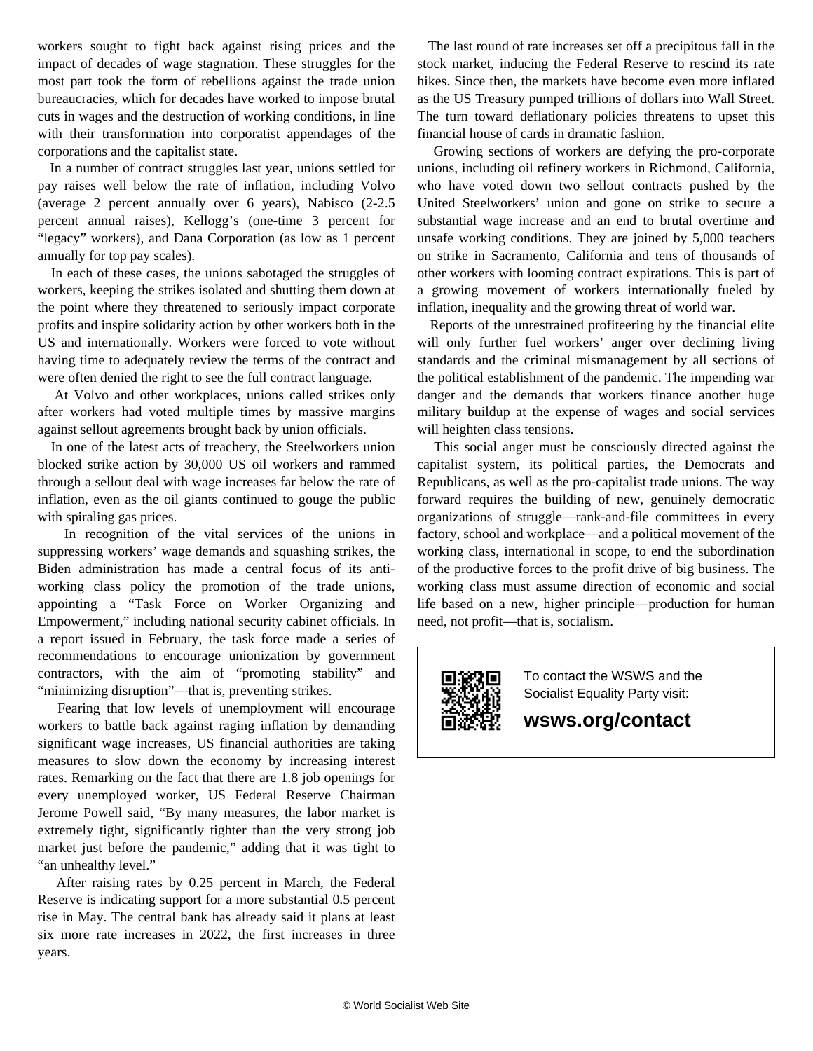workers sought to fight back against rising prices and the impact of decades of wage stagnation. These struggles for the most part took the form of rebellions against the trade union bureaucracies, which for decades have worked to impose brutal cuts in wages and the destruction of working conditions, in line with their transformation into corporatist appendages of the corporations and the capitalist state.

In a number of contract struggles last year, unions settled for pay raises well below the rate of inflation, including Volvo (average 2 percent annually over 6 years), Nabisco (2-2.5 percent annual raises), Kellogg's (one-time 3 percent for "legacy" workers), and Dana Corporation (as low as 1 percent annually for top pay scales).

In each of these cases, the unions sabotaged the struggles of workers, keeping the strikes isolated and shutting them down at the point where they threatened to seriously impact corporate profits and inspire solidarity action by other workers both in the US and internationally. Workers were forced to vote without having time to adequately review the terms of the contract and were often denied the right to see the full contract language.

At Volvo and other workplaces, unions called strikes only after workers had voted multiple times by massive margins against sellout agreements brought back by union officials.

In one of the latest acts of treachery, the Steelworkers union blocked strike action by 30,000 US oil workers and rammed through a sellout deal with wage increases far below the rate of inflation, even as the oil giants continued to gouge the public with spiraling gas prices.

In recognition of the vital services of the unions in suppressing workers' wage demands and squashing strikes, the Biden administration has made a central focus of its anti-working class policy the promotion of the trade unions, appointing a "Task Force on Worker Organizing and Empowerment," including national security cabinet officials. In a report issued in February, the task force made a series of recommendations to encourage unionization by government contractors, with the aim of "promoting stability" and "minimizing disruption"—that is, preventing strikes.

Fearing that low levels of unemployment will encourage workers to battle back against raging inflation by demanding significant wage increases, US financial authorities are taking measures to slow down the economy by increasing interest rates. Remarking on the fact that there are 1.8 job openings for every unemployed worker, US Federal Reserve Chairman Jerome Powell said, "By many measures, the labor market is extremely tight, significantly tighter than the very strong job market just before the pandemic," adding that it was tight to "an unhealthy level."

After raising rates by 0.25 percent in March, the Federal Reserve is indicating support for a more substantial 0.5 percent rise in May. The central bank has already said it plans at least six more rate increases in 2022, the first increases in three years.

The last round of rate increases set off a precipitous fall in the stock market, inducing the Federal Reserve to rescind its rate hikes. Since then, the markets have become even more inflated as the US Treasury pumped trillions of dollars into Wall Street. The turn toward deflationary policies threatens to upset this financial house of cards in dramatic fashion.

Growing sections of workers are defying the pro-corporate unions, including oil refinery workers in Richmond, California, who have voted down two sellout contracts pushed by the United Steelworkers' union and gone on strike to secure a substantial wage increase and an end to brutal overtime and unsafe working conditions. They are joined by 5,000 teachers on strike in Sacramento, California and tens of thousands of other workers with looming contract expirations. This is part of a growing movement of workers internationally fueled by inflation, inequality and the growing threat of world war.

Reports of the unrestrained profiteering by the financial elite will only further fuel workers' anger over declining living standards and the criminal mismanagement by all sections of the political establishment of the pandemic. The impending war danger and the demands that workers finance another huge military buildup at the expense of wages and social services will heighten class tensions.

This social anger must be consciously directed against the capitalist system, its political parties, the Democrats and Republicans, as well as the pro-capitalist trade unions. The way forward requires the building of new, genuinely democratic organizations of struggle—rank-and-file committees in every factory, school and workplace—and a political movement of the working class, international in scope, to end the subordination of the productive forces to the profit drive of big business. The working class must assume direction of economic and social life based on a new, higher principle—production for human need, not profit—that is, socialism.

To contact the WSWS and the Socialist Equality Party visit:

**wsws.org/contact**